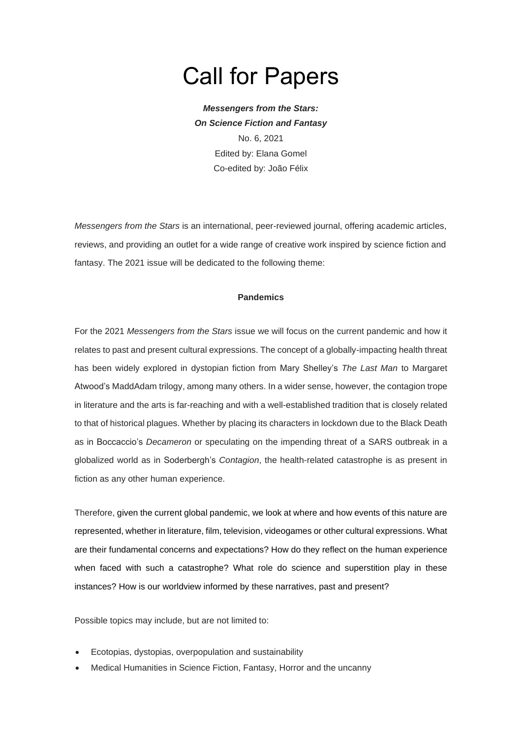# Call for Papers

***Messengers from the Stars:***
***On Science Fiction and Fantasy***
No. 6, 2021
Edited by: Elana Gomel
Co-edited by: João Félix

*Messengers from the Stars* is an international, peer-reviewed journal, offering academic articles, reviews, and providing an outlet for a wide range of creative work inspired by science fiction and fantasy. The 2021 issue will be dedicated to the following theme:

**Pandemics**

For the 2021 *Messengers from the Stars* issue we will focus on the current pandemic and how it relates to past and present cultural expressions. The concept of a globally-impacting health threat has been widely explored in dystopian fiction from Mary Shelley's *The Last Man* to Margaret Atwood's MaddAdam trilogy, among many others. In a wider sense, however, the contagion trope in literature and the arts is far-reaching and with a well-established tradition that is closely related to that of historical plagues. Whether by placing its characters in lockdown due to the Black Death as in Boccaccio's *Decameron* or speculating on the impending threat of a SARS outbreak in a globalized world as in Soderbergh's *Contagion*, the health-related catastrophe is as present in fiction as any other human experience.

Therefore, given the current global pandemic, we look at where and how events of this nature are represented, whether in literature, film, television, videogames or other cultural expressions. What are their fundamental concerns and expectations? How do they reflect on the human experience when faced with such a catastrophe? What role do science and superstition play in these instances? How is our worldview informed by these narratives, past and present?

Possible topics may include, but are not limited to:

- Ecotopias, dystopias, overpopulation and sustainability
- Medical Humanities in Science Fiction, Fantasy, Horror and the uncanny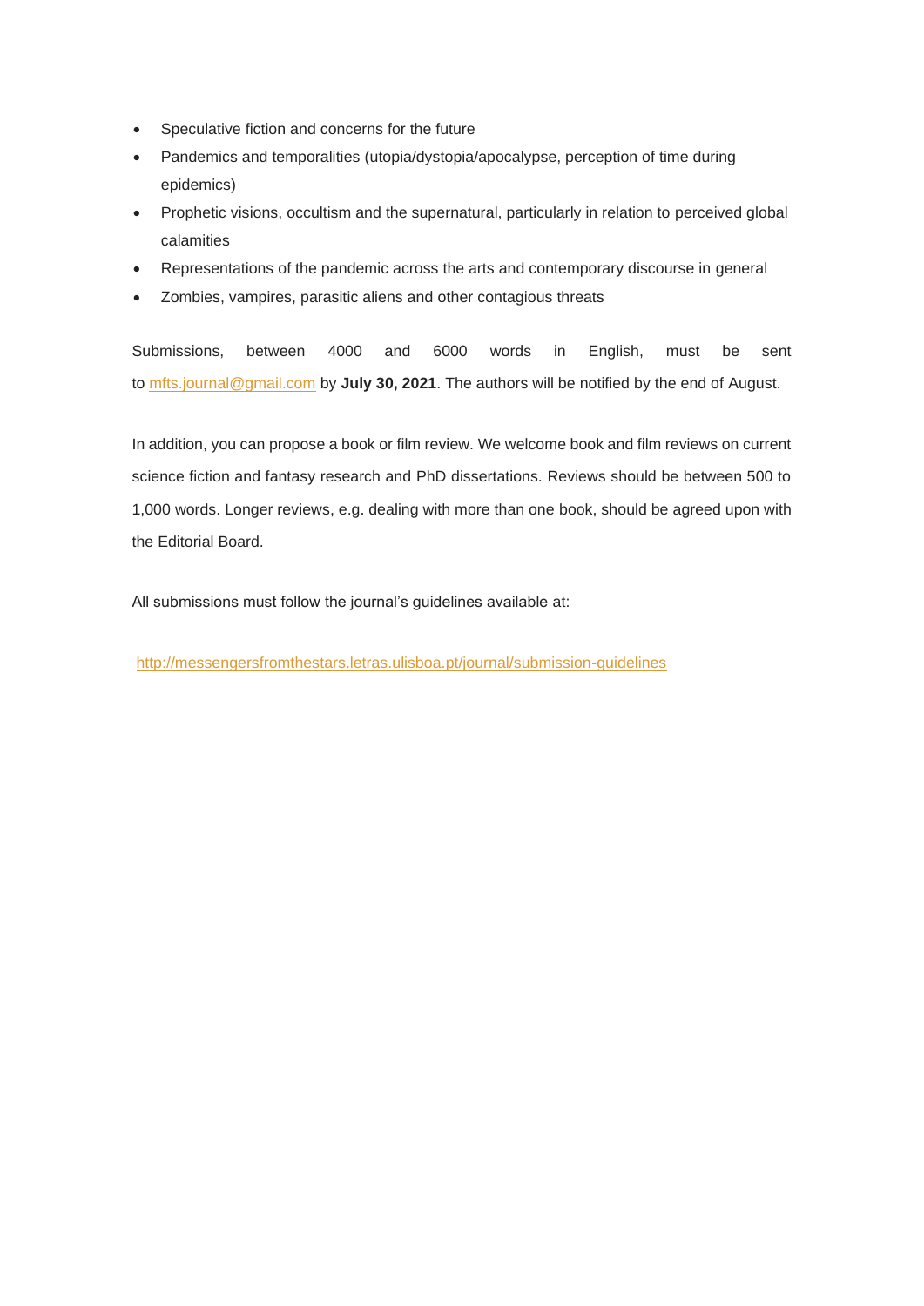- Speculative fiction and concerns for the future
- Pandemics and temporalities (utopia/dystopia/apocalypse, perception of time during epidemics)
- Prophetic visions, occultism and the supernatural, particularly in relation to perceived global calamities
- Representations of the pandemic across the arts and contemporary discourse in general
- Zombies, vampires, parasitic aliens and other contagious threats

Submissions, between 4000 and 6000 words in English, must be sent to mfts.journal@gmail.com by **July 30, 2021**. The authors will be notified by the end of August.

In addition, you can propose a book or film review. We welcome book and film reviews on current science fiction and fantasy research and PhD dissertations. Reviews should be between 500 to 1,000 words. Longer reviews, e.g. dealing with more than one book, should be agreed upon with the Editorial Board.

All submissions must follow the journal's guidelines available at:

http://messengersfromthestars.letras.ulisboa.pt/journal/submission-guidelines